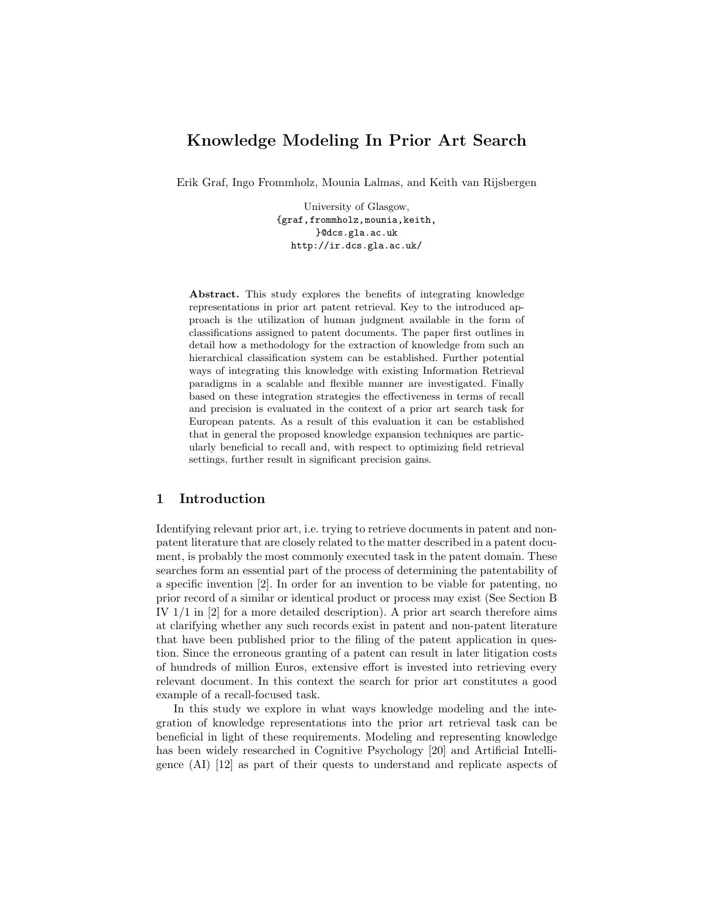# Knowledge Modeling In Prior Art Search

Erik Graf, Ingo Frommholz, Mounia Lalmas, and Keith van Rijsbergen

University of Glasgow,
{graf,frommholz,mounia,keith,
}@dcs.gla.ac.uk
http://ir.dcs.gla.ac.uk/

**Abstract.** This study explores the benefits of integrating knowledge representations in prior art patent retrieval. Key to the introduced approach is the utilization of human judgment available in the form of classifications assigned to patent documents. The paper first outlines in detail how a methodology for the extraction of knowledge from such an hierarchical classification system can be established. Further potential ways of integrating this knowledge with existing Information Retrieval paradigms in a scalable and flexible manner are investigated. Finally based on these integration strategies the effectiveness in terms of recall and precision is evaluated in the context of a prior art search task for European patents. As a result of this evaluation it can be established that in general the proposed knowledge expansion techniques are particularly beneficial to recall and, with respect to optimizing field retrieval settings, further result in significant precision gains.

## 1 Introduction

Identifying relevant prior art, i.e. trying to retrieve documents in patent and non-patent literature that are closely related to the matter described in a patent document, is probably the most commonly executed task in the patent domain. These searches form an essential part of the process of determining the patentability of a specific invention [2]. In order for an invention to be viable for patenting, no prior record of a similar or identical product or process may exist (See Section B IV 1/1 in [2] for a more detailed description). A prior art search therefore aims at clarifying whether any such records exist in patent and non-patent literature that have been published prior to the filing of the patent application in question. Since the erroneous granting of a patent can result in later litigation costs of hundreds of million Euros, extensive effort is invested into retrieving every relevant document. In this context the search for prior art constitutes a good example of a recall-focused task.

In this study we explore in what ways knowledge modeling and the integration of knowledge representations into the prior art retrieval task can be beneficial in light of these requirements. Modeling and representing knowledge has been widely researched in Cognitive Psychology [20] and Artificial Intelligence (AI) [12] as part of their quests to understand and replicate aspects of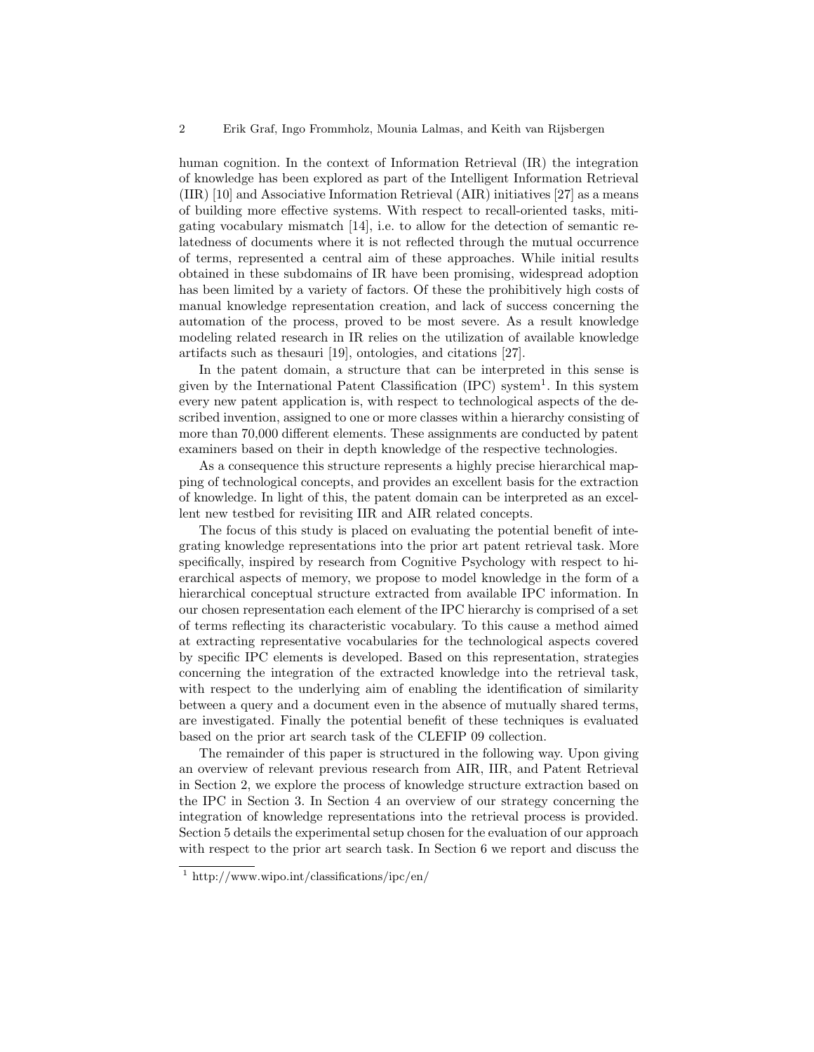human cognition. In the context of Information Retrieval (IR) the integration of knowledge has been explored as part of the Intelligent Information Retrieval (IIR) [10] and Associative Information Retrieval (AIR) initiatives [27] as a means of building more effective systems. With respect to recall-oriented tasks, mitigating vocabulary mismatch [14], i.e. to allow for the detection of semantic relatedness of documents where it is not reflected through the mutual occurrence of terms, represented a central aim of these approaches. While initial results obtained in these subdomains of IR have been promising, widespread adoption has been limited by a variety of factors. Of these the prohibitively high costs of manual knowledge representation creation, and lack of success concerning the automation of the process, proved to be most severe. As a result knowledge modeling related research in IR relies on the utilization of available knowledge artifacts such as thesauri [19], ontologies, and citations [27].

In the patent domain, a structure that can be interpreted in this sense is given by the International Patent Classification (IPC) system[1]. In this system every new patent application is, with respect to technological aspects of the described invention, assigned to one or more classes within a hierarchy consisting of more than 70,000 different elements. These assignments are conducted by patent examiners based on their in depth knowledge of the respective technologies.

As a consequence this structure represents a highly precise hierarchical mapping of technological concepts, and provides an excellent basis for the extraction of knowledge. In light of this, the patent domain can be interpreted as an excellent new testbed for revisiting IIR and AIR related concepts.

The focus of this study is placed on evaluating the potential benefit of integrating knowledge representations into the prior art patent retrieval task. More specifically, inspired by research from Cognitive Psychology with respect to hierarchical aspects of memory, we propose to model knowledge in the form of a hierarchical conceptual structure extracted from available IPC information. In our chosen representation each element of the IPC hierarchy is comprised of a set of terms reflecting its characteristic vocabulary. To this cause a method aimed at extracting representative vocabularies for the technological aspects covered by specific IPC elements is developed. Based on this representation, strategies concerning the integration of the extracted knowledge into the retrieval task, with respect to the underlying aim of enabling the identification of similarity between a query and a document even in the absence of mutually shared terms, are investigated. Finally the potential benefit of these techniques is evaluated based on the prior art search task of the CLEFIP 09 collection.

The remainder of this paper is structured in the following way. Upon giving an overview of relevant previous research from AIR, IIR, and Patent Retrieval in Section 2, we explore the process of knowledge structure extraction based on the IPC in Section 3. In Section 4 an overview of our strategy concerning the integration of knowledge representations into the retrieval process is provided. Section 5 details the experimental setup chosen for the evaluation of our approach with respect to the prior art search task. In Section 6 we report and discuss the

[1] http://www.wipo.int/classifications/ipc/en/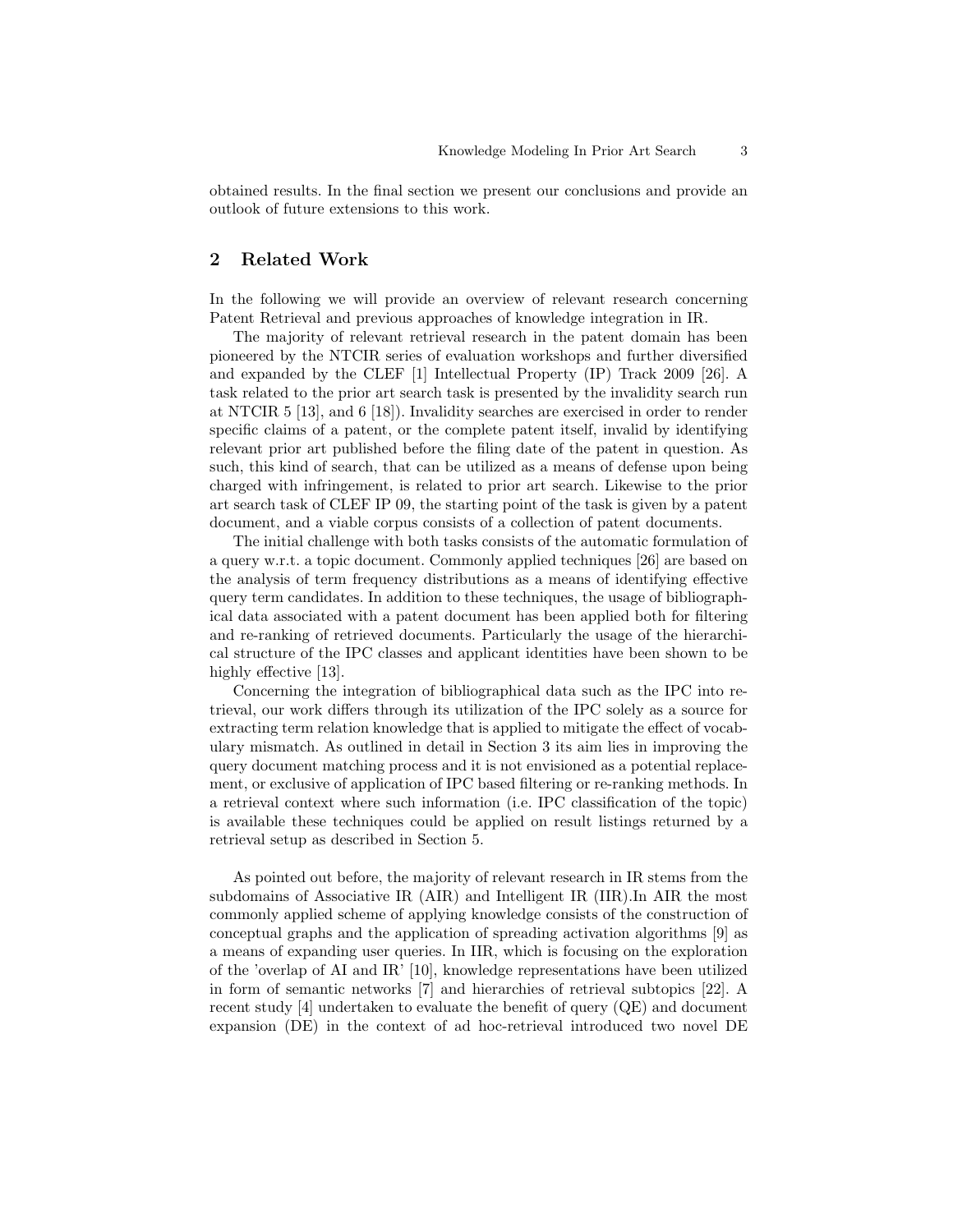obtained results. In the final section we present our conclusions and provide an outlook of future extensions to this work.

## 2 Related Work

In the following we will provide an overview of relevant research concerning Patent Retrieval and previous approaches of knowledge integration in IR.

The majority of relevant retrieval research in the patent domain has been pioneered by the NTCIR series of evaluation workshops and further diversified and expanded by the CLEF [1] Intellectual Property (IP) Track 2009 [26]. A task related to the prior art search task is presented by the invalidity search run at NTCIR 5 [13], and 6 [18]). Invalidity searches are exercised in order to render specific claims of a patent, or the complete patent itself, invalid by identifying relevant prior art published before the filing date of the patent in question. As such, this kind of search, that can be utilized as a means of defense upon being charged with infringement, is related to prior art search. Likewise to the prior art search task of CLEF IP 09, the starting point of the task is given by a patent document, and a viable corpus consists of a collection of patent documents.

The initial challenge with both tasks consists of the automatic formulation of a query w.r.t. a topic document. Commonly applied techniques [26] are based on the analysis of term frequency distributions as a means of identifying effective query term candidates. In addition to these techniques, the usage of bibliographical data associated with a patent document has been applied both for filtering and re-ranking of retrieved documents. Particularly the usage of the hierarchical structure of the IPC classes and applicant identities have been shown to be highly effective [13].

Concerning the integration of bibliographical data such as the IPC into retrieval, our work differs through its utilization of the IPC solely as a source for extracting term relation knowledge that is applied to mitigate the effect of vocabulary mismatch. As outlined in detail in Section 3 its aim lies in improving the query document matching process and it is not envisioned as a potential replacement, or exclusive of application of IPC based filtering or re-ranking methods. In a retrieval context where such information (i.e. IPC classification of the topic) is available these techniques could be applied on result listings returned by a retrieval setup as described in Section 5.

As pointed out before, the majority of relevant research in IR stems from the subdomains of Associative IR (AIR) and Intelligent IR (IIR).In AIR the most commonly applied scheme of applying knowledge consists of the construction of conceptual graphs and the application of spreading activation algorithms [9] as a means of expanding user queries. In IIR, which is focusing on the exploration of the 'overlap of AI and IR' [10], knowledge representations have been utilized in form of semantic networks [7] and hierarchies of retrieval subtopics [22]. A recent study [4] undertaken to evaluate the benefit of query (QE) and document expansion (DE) in the context of ad hoc-retrieval introduced two novel DE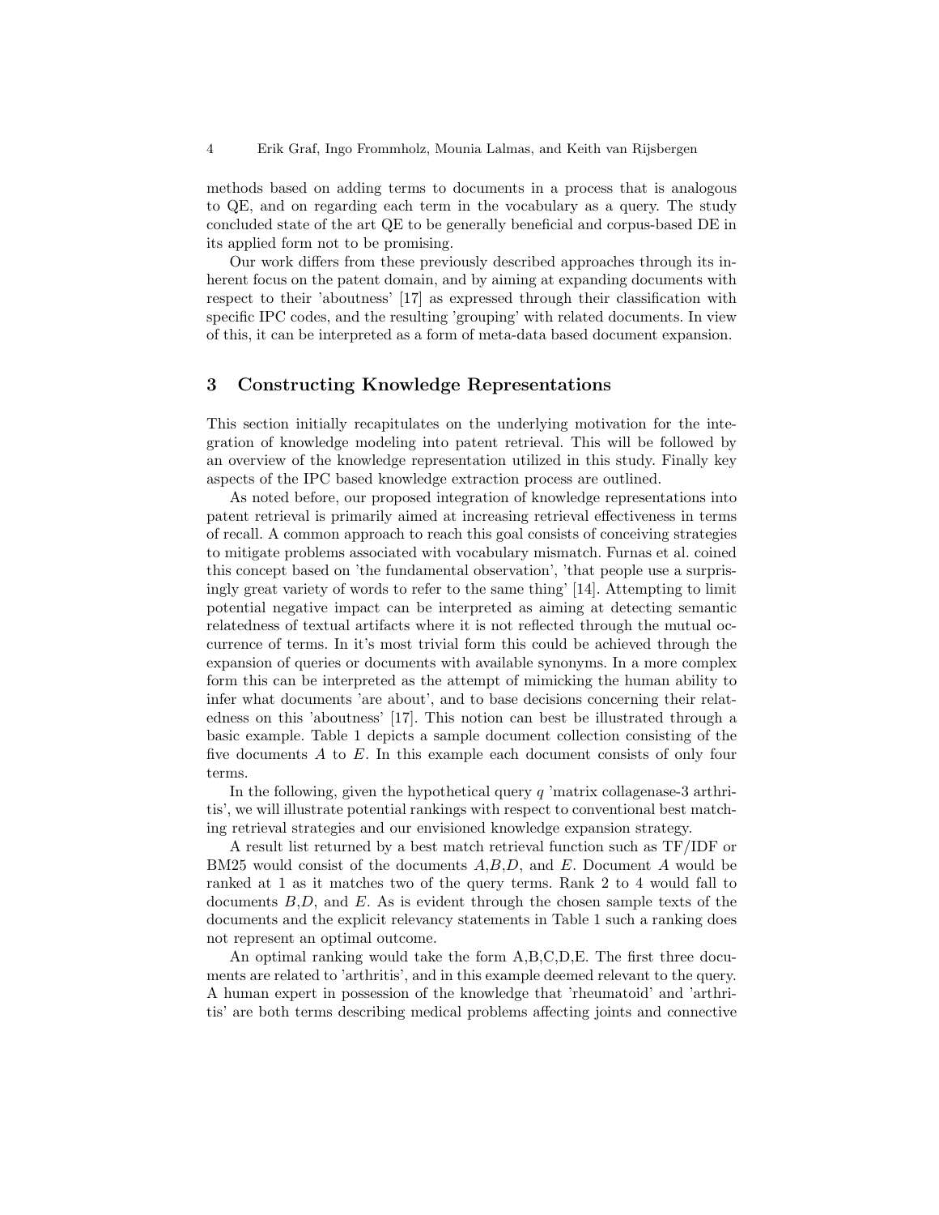methods based on adding terms to documents in a process that is analogous to QE, and on regarding each term in the vocabulary as a query. The study concluded state of the art QE to be generally beneficial and corpus-based DE in its applied form not to be promising.

Our work differs from these previously described approaches through its inherent focus on the patent domain, and by aiming at expanding documents with respect to their 'aboutness' [17] as expressed through their classification with specific IPC codes, and the resulting 'grouping' with related documents. In view of this, it can be interpreted as a form of meta-data based document expansion.

## 3 Constructing Knowledge Representations

This section initially recapitulates on the underlying motivation for the integration of knowledge modeling into patent retrieval. This will be followed by an overview of the knowledge representation utilized in this study. Finally key aspects of the IPC based knowledge extraction process are outlined.

As noted before, our proposed integration of knowledge representations into patent retrieval is primarily aimed at increasing retrieval effectiveness in terms of recall. A common approach to reach this goal consists of conceiving strategies to mitigate problems associated with vocabulary mismatch. Furnas et al. coined this concept based on 'the fundamental observation', 'that people use a surprisingly great variety of words to refer to the same thing' [14]. Attempting to limit potential negative impact can be interpreted as aiming at detecting semantic relatedness of textual artifacts where it is not reflected through the mutual occurrence of terms. In it's most trivial form this could be achieved through the expansion of queries or documents with available synonyms. In a more complex form this can be interpreted as the attempt of mimicking the human ability to infer what documents 'are about', and to base decisions concerning their relatedness on this 'aboutness' [17]. This notion can best be illustrated through a basic example. Table 1 depicts a sample document collection consisting of the five documents $A$ to $E$. In this example each document consists of only four terms.

In the following, given the hypothetical query $q$ 'matrix collagenase-3 arthritis', we will illustrate potential rankings with respect to conventional best matching retrieval strategies and our envisioned knowledge expansion strategy.

A result list returned by a best match retrieval function such as TF/IDF or BM25 would consist of the documents $A$,$B$,$D$, and $E$. Document $A$ would be ranked at 1 as it matches two of the query terms. Rank 2 to 4 would fall to documents $B$,$D$, and $E$. As is evident through the chosen sample texts of the documents and the explicit relevancy statements in Table 1 such a ranking does not represent an optimal outcome.

An optimal ranking would take the form A,B,C,D,E. The first three documents are related to 'arthritis', and in this example deemed relevant to the query. A human expert in possession of the knowledge that 'rheumatoid' and 'arthritis' are both terms describing medical problems affecting joints and connective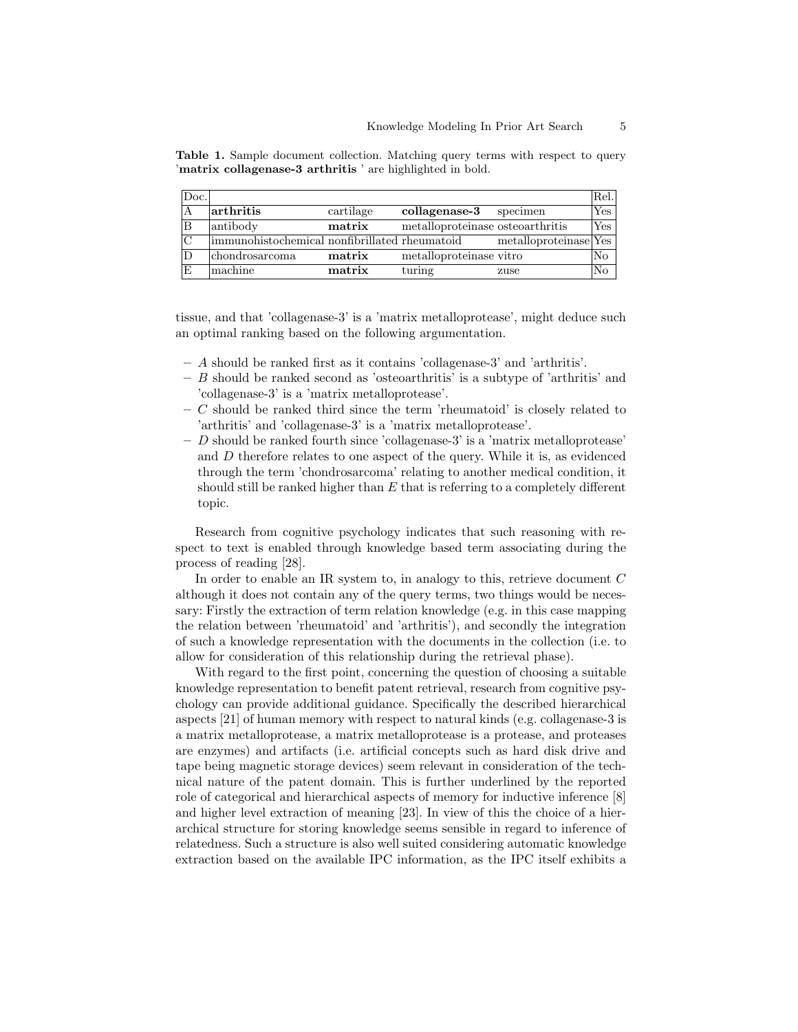**Table 1.** Sample document collection. Matching query terms with respect to query '**matrix collagenase-3 arthritis** ' are highlighted in bold.

| Doc. | | | | | Rel. |
|---|---|---|---|---|---|
| A | **arthritis** | cartilage | **collagenase-3** | specimen | Yes |
| B | antibody | **matrix** | metalloproteinase | osteoarthritis | Yes |
| C | immunohistochemical | nonfibrillated | rheumatoid | metalloproteinase | Yes |
| D | chondrosarcoma | **matrix** | metalloproteinase | vitro | No |
| E | machine | **matrix** | turing | zuse | No |

tissue, and that 'collagenase-3' is a 'matrix metalloprotease', might deduce such an optimal ranking based on the following argumentation.

- *A* should be ranked first as it contains 'collagenase-3' and 'arthritis'.
- *B* should be ranked second as 'osteoarthritis' is a subtype of 'arthritis' and 'collagenase-3' is a 'matrix metalloprotease'.
- *C* should be ranked third since the term 'rheumatoid' is closely related to 'arthritis' and 'collagenase-3' is a 'matrix metalloprotease'.
- *D* should be ranked fourth since 'collagenase-3' is a 'matrix metalloprotease' and *D* therefore relates to one aspect of the query. While it is, as evidenced through the term 'chondrosarcoma' relating to another medical condition, it should still be ranked higher than *E* that is referring to a completely different topic.

Research from cognitive psychology indicates that such reasoning with respect to text is enabled through knowledge based term associating during the process of reading [28].

In order to enable an IR system to, in analogy to this, retrieve document *C* although it does not contain any of the query terms, two things would be necessary: Firstly the extraction of term relation knowledge (e.g. in this case mapping the relation between 'rheumatoid' and 'arthritis'), and secondly the integration of such a knowledge representation with the documents in the collection (i.e. to allow for consideration of this relationship during the retrieval phase).

With regard to the first point, concerning the question of choosing a suitable knowledge representation to benefit patent retrieval, research from cognitive psychology can provide additional guidance. Specifically the described hierarchical aspects [21] of human memory with respect to natural kinds (e.g. collagenase-3 is a matrix metalloprotease, a matrix metalloprotease is a protease, and proteases are enzymes) and artifacts (i.e. artificial concepts such as hard disk drive and tape being magnetic storage devices) seem relevant in consideration of the technical nature of the patent domain. This is further underlined by the reported role of categorical and hierarchical aspects of memory for inductive inference [8] and higher level extraction of meaning [23]. In view of this the choice of a hierarchical structure for storing knowledge seems sensible in regard to inference of relatedness. Such a structure is also well suited considering automatic knowledge extraction based on the available IPC information, as the IPC itself exhibits a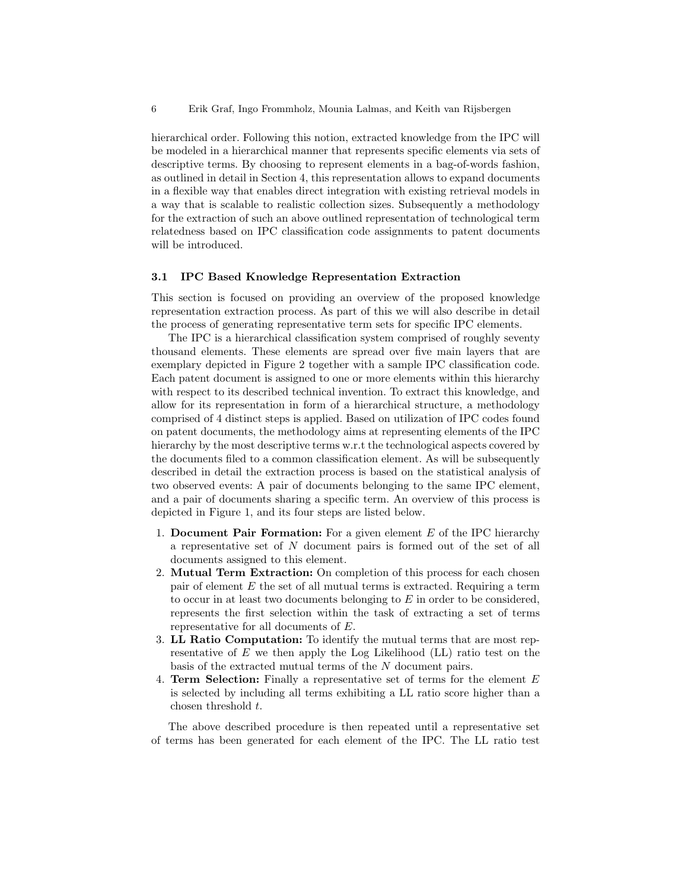hierarchical order. Following this notion, extracted knowledge from the IPC will be modeled in a hierarchical manner that represents specific elements via sets of descriptive terms. By choosing to represent elements in a bag-of-words fashion, as outlined in detail in Section 4, this representation allows to expand documents in a flexible way that enables direct integration with existing retrieval models in a way that is scalable to realistic collection sizes. Subsequently a methodology for the extraction of such an above outlined representation of technological term relatedness based on IPC classification code assignments to patent documents will be introduced.

### 3.1 IPC Based Knowledge Representation Extraction

This section is focused on providing an overview of the proposed knowledge representation extraction process. As part of this we will also describe in detail the process of generating representative term sets for specific IPC elements.

The IPC is a hierarchical classification system comprised of roughly seventy thousand elements. These elements are spread over five main layers that are exemplary depicted in Figure 2 together with a sample IPC classification code. Each patent document is assigned to one or more elements within this hierarchy with respect to its described technical invention. To extract this knowledge, and allow for its representation in form of a hierarchical structure, a methodology comprised of 4 distinct steps is applied. Based on utilization of IPC codes found on patent documents, the methodology aims at representing elements of the IPC hierarchy by the most descriptive terms w.r.t the technological aspects covered by the documents filed to a common classification element. As will be subsequently described in detail the extraction process is based on the statistical analysis of two observed events: A pair of documents belonging to the same IPC element, and a pair of documents sharing a specific term. An overview of this process is depicted in Figure 1, and its four steps are listed below.

1. **Document Pair Formation:** For a given element $E$ of the IPC hierarchy a representative set of $N$ document pairs is formed out of the set of all documents assigned to this element.
2. **Mutual Term Extraction:** On completion of this process for each chosen pair of element $E$ the set of all mutual terms is extracted. Requiring a term to occur in at least two documents belonging to $E$ in order to be considered, represents the first selection within the task of extracting a set of terms representative for all documents of $E$.
3. **LL Ratio Computation:** To identify the mutual terms that are most representative of $E$ we then apply the Log Likelihood (LL) ratio test on the basis of the extracted mutual terms of the $N$ document pairs.
4. **Term Selection:** Finally a representative set of terms for the element $E$ is selected by including all terms exhibiting a LL ratio score higher than a chosen threshold $t$.

The above described procedure is then repeated until a representative set of terms has been generated for each element of the IPC. The LL ratio test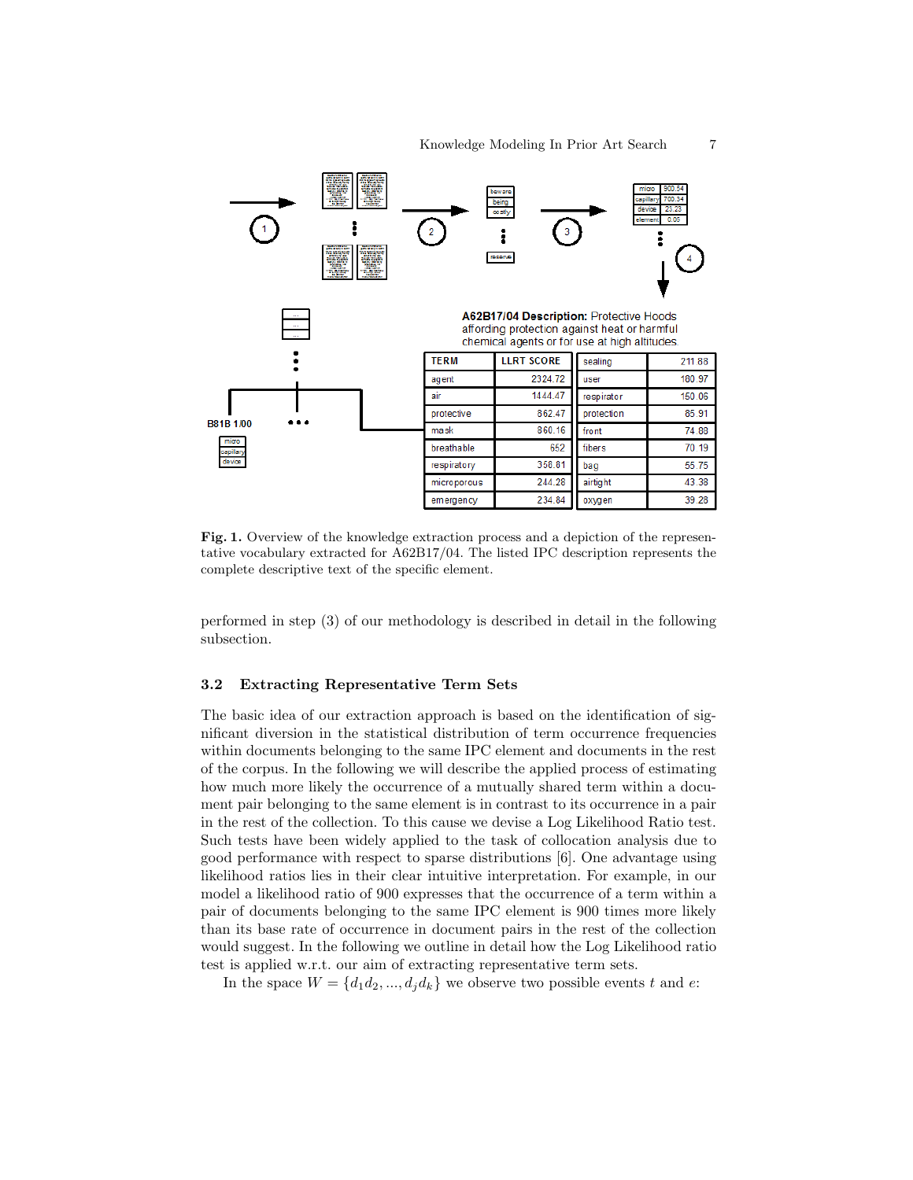**A62B17/04 Description:** Protective Hoods affording protection against heat or harmful chemical agents or for use at high altitudes.

| TERM | LLRT SCORE | | |
|---|---|---|---|
| agent | 2324.72 | sealing | 211.88 |
| air | 1444.47 | user | 180.97 |
| protective | 862.47 | respirator | 150.06 |
| mask | 860.16 | protection | 85.91 |
| breathable | 652 | front | 74.88 |
| respiratory | 358.81 | fibers | 70.19 |
| microporous | 244.28 | bag | 55.75 |
| emergency | 234.84 | airtight | 43.38 |
| | | oxygen | 39.28 |

**Fig. 1.** Overview of the knowledge extraction process and a depiction of the representative vocabulary extracted for A62B17/04. The listed IPC description represents the complete descriptive text of the specific element.

performed in step (3) of our methodology is described in detail in the following subsection.

### 3.2 Extracting Representative Term Sets

The basic idea of our extraction approach is based on the identification of significant diversion in the statistical distribution of term occurrence frequencies within documents belonging to the same IPC element and documents in the rest of the corpus. In the following we will describe the applied process of estimating how much more likely the occurrence of a mutually shared term within a document pair belonging to the same element is in contrast to its occurrence in a pair in the rest of the collection. To this cause we devise a Log Likelihood Ratio test. Such tests have been widely applied to the task of collocation analysis due to good performance with respect to sparse distributions [6]. One advantage using likelihood ratios lies in their clear intuitive interpretation. For example, in our model a likelihood ratio of 900 expresses that the occurrence of a term within a pair of documents belonging to the same IPC element is 900 times more likely than its base rate of occurrence in document pairs in the rest of the collection would suggest. In the following we outline in detail how the Log Likelihood ratio test is applied w.r.t. our aim of extracting representative term sets.

In the space $W = \{d_1 d_2, ..., d_j d_k\}$ we observe two possible events $t$ and $e$: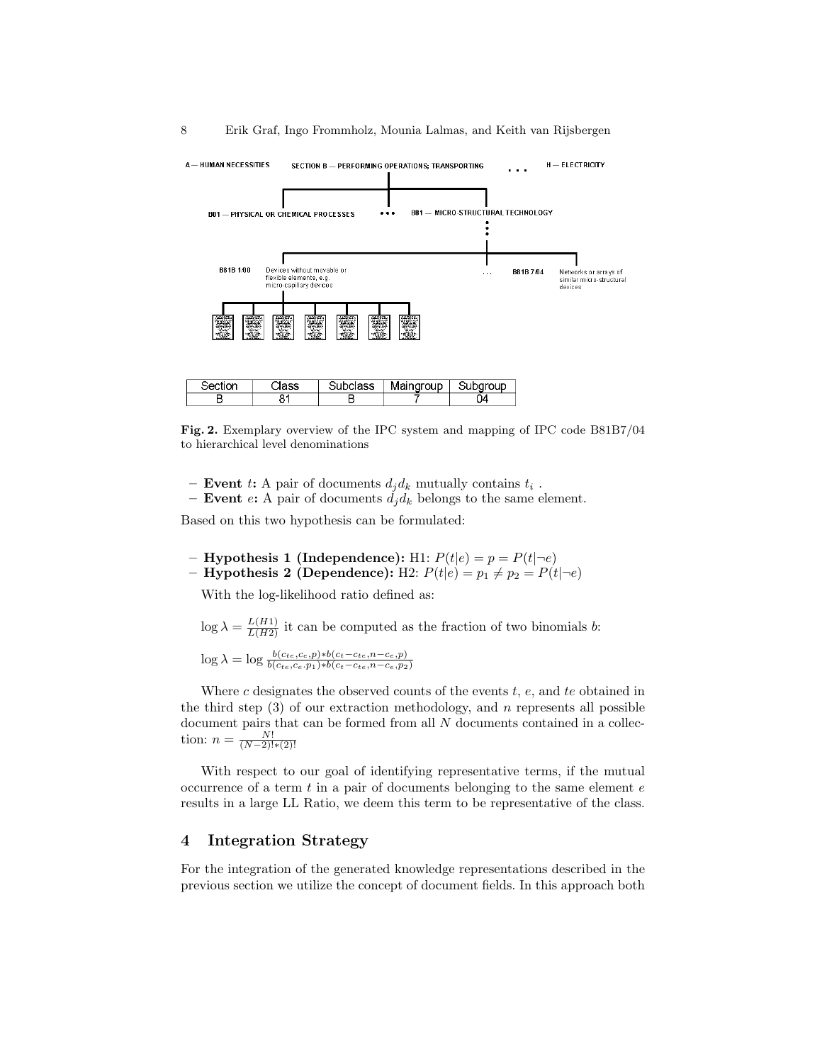| Section | Class | Subclass | Maingroup | Subgroup |
| --- | --- | --- | --- | --- |
| B | 81 | B | 7 | 04 |

**Fig. 2.** Exemplary overview of the IPC system and mapping of IPC code B81B7/04 to hierarchical level denominations

- **Event** $t$**:** A pair of documents $d_j d_k$ mutually contains $t_i$ .
- **Event** $e$**:** A pair of documents $d_j d_k$ belongs to the same element.

Based on this two hypothesis can be formulated:

- **Hypothesis 1 (Independence):** H1: $P(t|e) = p = P(t|\neg e)$
- **Hypothesis 2 (Dependence):** H2: $P(t|e) = p_1 \neq p_2 = P(t|\neg e)$

With the log-likelihood ratio defined as:

$\log \lambda = \frac{L(H1)}{L(H2)}$ it can be computed as the fraction of two binomials $b$:

$\log \lambda = \log \frac{b(c_{te}, c_e, p) * b(c_t - c_{te}, n - c_e, p)}{b(c_{te}, c_e . p_1) * b(c_t - c_{te}, n - c_e, p_2)}$

Where $c$ designates the observed counts of the events $t$, $e$, and $te$ obtained in the third step (3) of our extraction methodology, and $n$ represents all possible document pairs that can be formed from all $N$ documents contained in a collection: $n = \frac{N!}{(N-2)! * (2)!}$

With respect to our goal of identifying representative terms, if the mutual occurrence of a term $t$ in a pair of documents belonging to the same element $e$ results in a large LL Ratio, we deem this term to be representative of the class.

## 4 Integration Strategy

For the integration of the generated knowledge representations described in the previous section we utilize the concept of document fields. In this approach both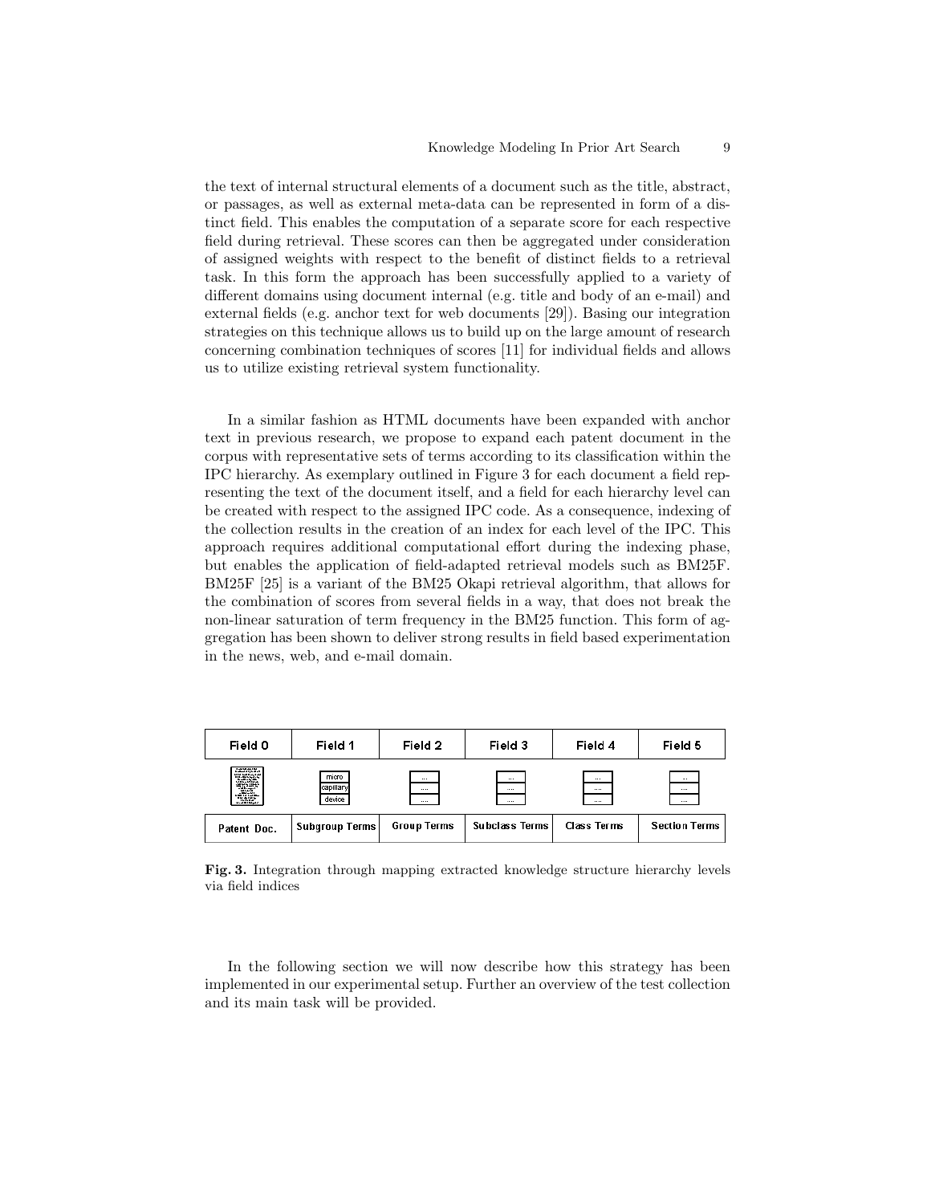the text of internal structural elements of a document such as the title, abstract, or passages, as well as external meta-data can be represented in form of a distinct field. This enables the computation of a separate score for each respective field during retrieval. These scores can then be aggregated under consideration of assigned weights with respect to the benefit of distinct fields to a retrieval task. In this form the approach has been successfully applied to a variety of different domains using document internal (e.g. title and body of an e-mail) and external fields (e.g. anchor text for web documents [29]). Basing our integration strategies on this technique allows us to build up on the large amount of research concerning combination techniques of scores [11] for individual fields and allows us to utilize existing retrieval system functionality.

In a similar fashion as HTML documents have been expanded with anchor text in previous research, we propose to expand each patent document in the corpus with representative sets of terms according to its classification within the IPC hierarchy. As exemplary outlined in Figure 3 for each document a field representing the text of the document itself, and a field for each hierarchy level can be created with respect to the assigned IPC code. As a consequence, indexing of the collection results in the creation of an index for each level of the IPC. This approach requires additional computational effort during the indexing phase, but enables the application of field-adapted retrieval models such as BM25F. BM25F [25] is a variant of the BM25 Okapi retrieval algorithm, that allows for the combination of scores from several fields in a way, that does not break the non-linear saturation of term frequency in the BM25 function. This form of aggregation has been shown to deliver strong results in field based experimentation in the news, web, and e-mail domain.

| Field 0 | Field 1 | Field 2 | Field 3 | Field 4 | Field 5 |
|---|---|---|---|---|---|
| [document] | micro / capillary / device | ... / ... / ... | ... / ... / ... | ... / ... / ... | ... / ... / ... |
| Patent Doc. | Subgroup Terms | Group Terms | Subclass Terms | Class Terms | Section Terms |

**Fig. 3.** Integration through mapping extracted knowledge structure hierarchy levels via field indices

In the following section we will now describe how this strategy has been implemented in our experimental setup. Further an overview of the test collection and its main task will be provided.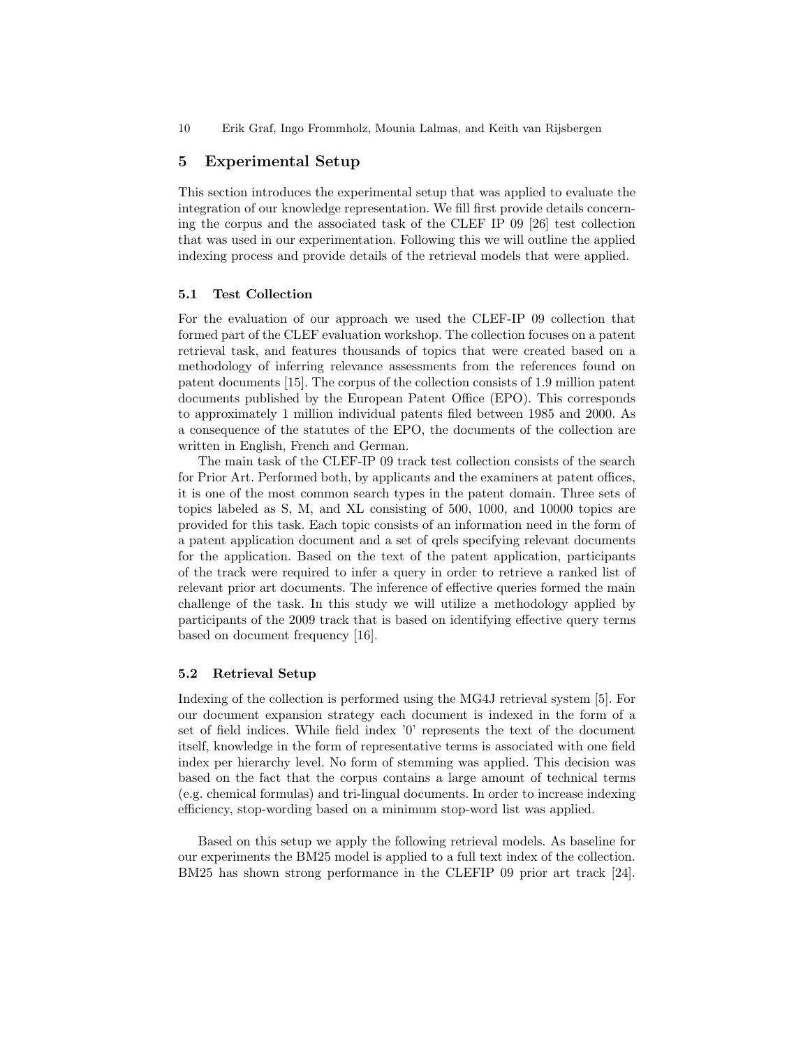## 5 Experimental Setup

This section introduces the experimental setup that was applied to evaluate the integration of our knowledge representation. We fill first provide details concerning the corpus and the associated task of the CLEF IP 09 [26] test collection that was used in our experimentation. Following this we will outline the applied indexing process and provide details of the retrieval models that were applied.

### 5.1 Test Collection

For the evaluation of our approach we used the CLEF-IP 09 collection that formed part of the CLEF evaluation workshop. The collection focuses on a patent retrieval task, and features thousands of topics that were created based on a methodology of inferring relevance assessments from the references found on patent documents [15]. The corpus of the collection consists of 1.9 million patent documents published by the European Patent Office (EPO). This corresponds to approximately 1 million individual patents filed between 1985 and 2000. As a consequence of the statutes of the EPO, the documents of the collection are written in English, French and German.

The main task of the CLEF-IP 09 track test collection consists of the search for Prior Art. Performed both, by applicants and the examiners at patent offices, it is one of the most common search types in the patent domain. Three sets of topics labeled as S, M, and XL consisting of 500, 1000, and 10000 topics are provided for this task. Each topic consists of an information need in the form of a patent application document and a set of qrels specifying relevant documents for the application. Based on the text of the patent application, participants of the track were required to infer a query in order to retrieve a ranked list of relevant prior art documents. The inference of effective queries formed the main challenge of the task. In this study we will utilize a methodology applied by participants of the 2009 track that is based on identifying effective query terms based on document frequency [16].

### 5.2 Retrieval Setup

Indexing of the collection is performed using the MG4J retrieval system [5]. For our document expansion strategy each document is indexed in the form of a set of field indices. While field index '0' represents the text of the document itself, knowledge in the form of representative terms is associated with one field index per hierarchy level. No form of stemming was applied. This decision was based on the fact that the corpus contains a large amount of technical terms (e.g. chemical formulas) and tri-lingual documents. In order to increase indexing efficiency, stop-wording based on a minimum stop-word list was applied.

Based on this setup we apply the following retrieval models. As baseline for our experiments the BM25 model is applied to a full text index of the collection. BM25 has shown strong performance in the CLEFIP 09 prior art track [24].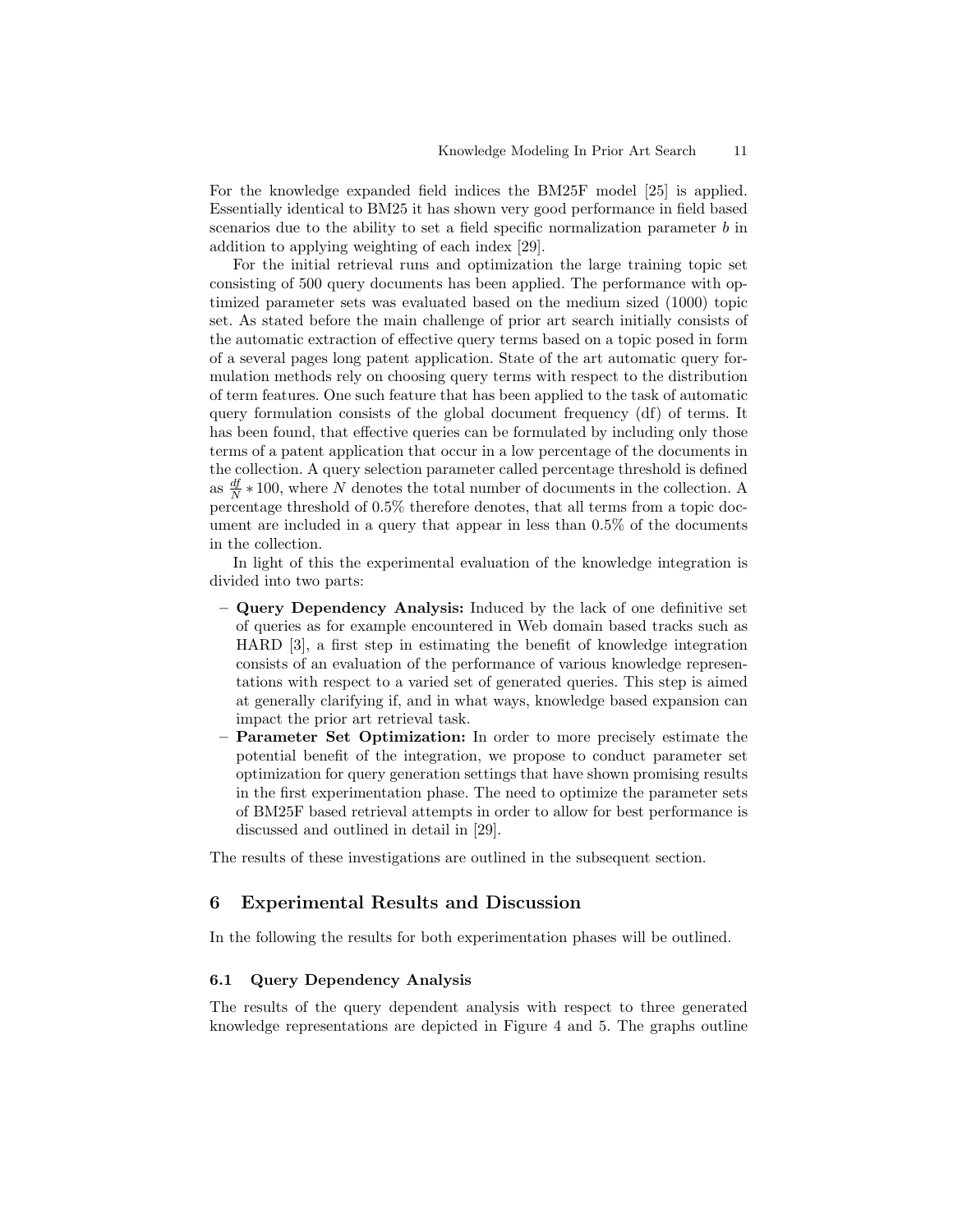For the knowledge expanded field indices the BM25F model [25] is applied. Essentially identical to BM25 it has shown very good performance in field based scenarios due to the ability to set a field specific normalization parameter $b$ in addition to applying weighting of each index [29].

For the initial retrieval runs and optimization the large training topic set consisting of 500 query documents has been applied. The performance with optimized parameter sets was evaluated based on the medium sized (1000) topic set. As stated before the main challenge of prior art search initially consists of the automatic extraction of effective query terms based on a topic posed in form of a several pages long patent application. State of the art automatic query formulation methods rely on choosing query terms with respect to the distribution of term features. One such feature that has been applied to the task of automatic query formulation consists of the global document frequency (df) of terms. It has been found, that effective queries can be formulated by including only those terms of a patent application that occur in a low percentage of the documents in the collection. A query selection parameter called percentage threshold is defined as $\frac{df}{N} * 100$, where $N$ denotes the total number of documents in the collection. A percentage threshold of 0.5% therefore denotes, that all terms from a topic document are included in a query that appear in less than 0.5% of the documents in the collection.

In light of this the experimental evaluation of the knowledge integration is divided into two parts:

- **Query Dependency Analysis:** Induced by the lack of one definitive set of queries as for example encountered in Web domain based tracks such as HARD [3], a first step in estimating the benefit of knowledge integration consists of an evaluation of the performance of various knowledge representations with respect to a varied set of generated queries. This step is aimed at generally clarifying if, and in what ways, knowledge based expansion can impact the prior art retrieval task.
- **Parameter Set Optimization:** In order to more precisely estimate the potential benefit of the integration, we propose to conduct parameter set optimization for query generation settings that have shown promising results in the first experimentation phase. The need to optimize the parameter sets of BM25F based retrieval attempts in order to allow for best performance is discussed and outlined in detail in [29].

The results of these investigations are outlined in the subsequent section.

## 6 Experimental Results and Discussion

In the following the results for both experimentation phases will be outlined.

### 6.1 Query Dependency Analysis

The results of the query dependent analysis with respect to three generated knowledge representations are depicted in Figure 4 and 5. The graphs outline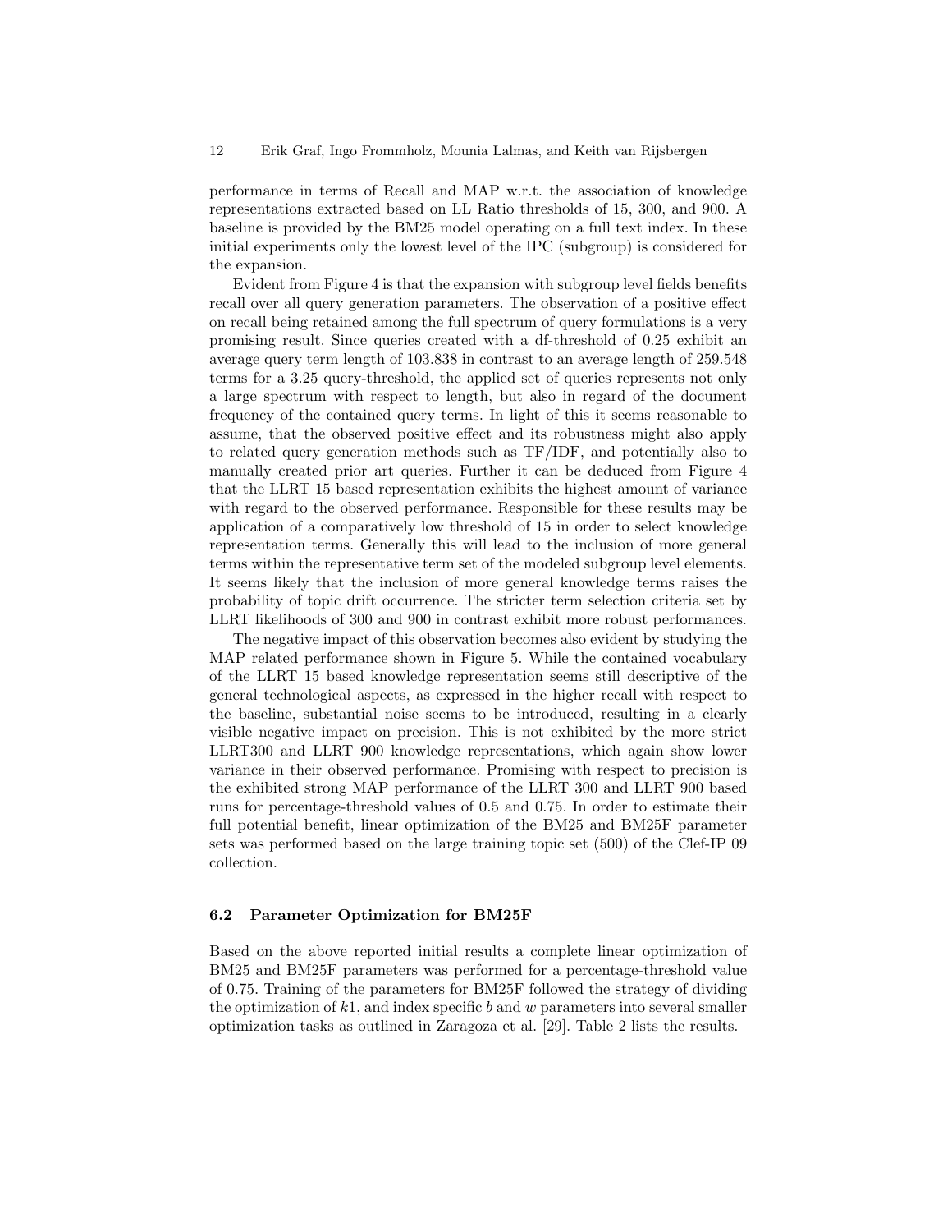performance in terms of Recall and MAP w.r.t. the association of knowledge representations extracted based on LL Ratio thresholds of 15, 300, and 900. A baseline is provided by the BM25 model operating on a full text index. In these initial experiments only the lowest level of the IPC (subgroup) is considered for the expansion.

Evident from Figure 4 is that the expansion with subgroup level fields benefits recall over all query generation parameters. The observation of a positive effect on recall being retained among the full spectrum of query formulations is a very promising result. Since queries created with a df-threshold of 0.25 exhibit an average query term length of 103.838 in contrast to an average length of 259.548 terms for a 3.25 query-threshold, the applied set of queries represents not only a large spectrum with respect to length, but also in regard of the document frequency of the contained query terms. In light of this it seems reasonable to assume, that the observed positive effect and its robustness might also apply to related query generation methods such as TF/IDF, and potentially also to manually created prior art queries. Further it can be deduced from Figure 4 that the LLRT 15 based representation exhibits the highest amount of variance with regard to the observed performance. Responsible for these results may be application of a comparatively low threshold of 15 in order to select knowledge representation terms. Generally this will lead to the inclusion of more general terms within the representative term set of the modeled subgroup level elements. It seems likely that the inclusion of more general knowledge terms raises the probability of topic drift occurrence. The stricter term selection criteria set by LLRT likelihoods of 300 and 900 in contrast exhibit more robust performances.

The negative impact of this observation becomes also evident by studying the MAP related performance shown in Figure 5. While the contained vocabulary of the LLRT 15 based knowledge representation seems still descriptive of the general technological aspects, as expressed in the higher recall with respect to the baseline, substantial noise seems to be introduced, resulting in a clearly visible negative impact on precision. This is not exhibited by the more strict LLRT300 and LLRT 900 knowledge representations, which again show lower variance in their observed performance. Promising with respect to precision is the exhibited strong MAP performance of the LLRT 300 and LLRT 900 based runs for percentage-threshold values of 0.5 and 0.75. In order to estimate their full potential benefit, linear optimization of the BM25 and BM25F parameter sets was performed based on the large training topic set (500) of the Clef-IP 09 collection.

### 6.2 Parameter Optimization for BM25F

Based on the above reported initial results a complete linear optimization of BM25 and BM25F parameters was performed for a percentage-threshold value of 0.75. Training of the parameters for BM25F followed the strategy of dividing the optimization of $k1$, and index specific $b$ and $w$ parameters into several smaller optimization tasks as outlined in Zaragoza et al. [29]. Table 2 lists the results.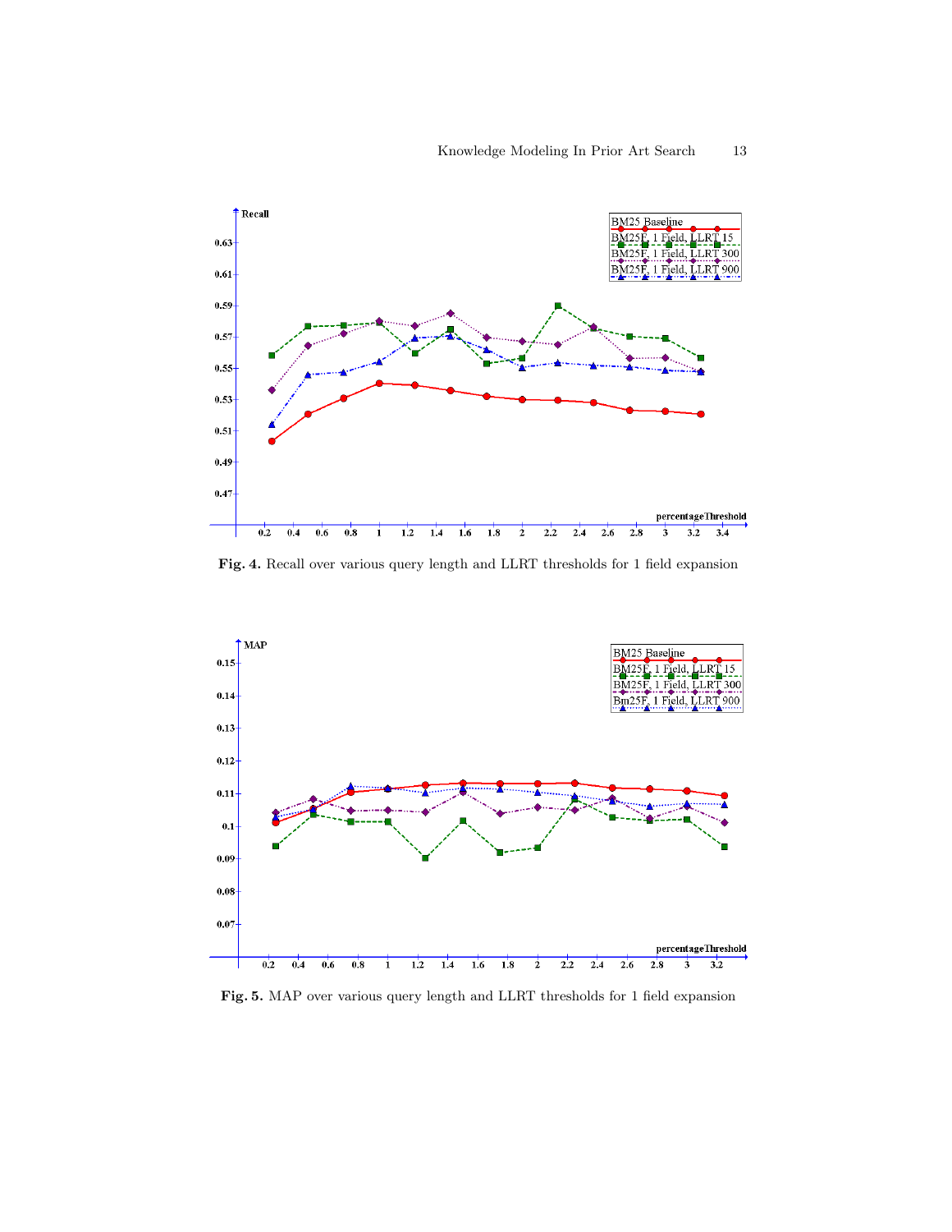Fig. 4. Recall over various query length and LLRT thresholds for 1 field expansion

Fig. 5. MAP over various query length and LLRT thresholds for 1 field expansion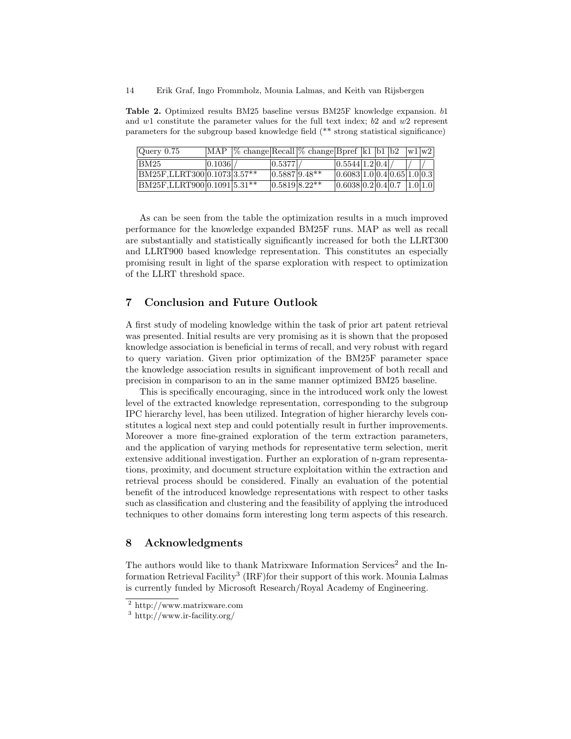**Table 2.** Optimized results BM25 baseline versus BM25F knowledge expansion. $b1$ and $w1$ constitute the parameter values for the full text index; $b2$ and $w2$ represent parameters for the subgroup based knowledge field (** strong statistical significance)

| Query 0.75 | MAP | % change | Recall | % change | Bpref | k1 | b1 | b2 | w1 | w2 |
|---|---|---|---|---|---|---|---|---|---|---|
| BM25 | 0.1036 | / | 0.5377 | / | 0.5544 | 1.2 | 0.4 | / | / | / |
| BM25F,LLRT300 | 0.1073 | 3.57** | 0.5887 | 9.48** | 0.6083 | 1.0 | 0.4 | 0.65 | 1.0 | 0.3 |
| BM25F,LLRT900 | 0.1091 | 5.31** | 0.5819 | 8.22** | 0.6038 | 0.2 | 0.4 | 0.7 | 1.0 | 1.0 |

As can be seen from the table the optimization results in a much improved performance for the knowledge expanded BM25F runs. MAP as well as recall are substantially and statistically significantly increased for both the LLRT300 and LLRT900 based knowledge representation. This constitutes an especially promising result in light of the sparse exploration with respect to optimization of the LLRT threshold space.

## 7 Conclusion and Future Outlook

A first study of modeling knowledge within the task of prior art patent retrieval was presented. Initial results are very promising as it is shown that the proposed knowledge association is beneficial in terms of recall, and very robust with regard to query variation. Given prior optimization of the BM25F parameter space the knowledge association results in significant improvement of both recall and precision in comparison to an in the same manner optimized BM25 baseline.

This is specifically encouraging, since in the introduced work only the lowest level of the extracted knowledge representation, corresponding to the subgroup IPC hierarchy level, has been utilized. Integration of higher hierarchy levels constitutes a logical next step and could potentially result in further improvements. Moreover a more fine-grained exploration of the term extraction parameters, and the application of varying methods for representative term selection, merit extensive additional investigation. Further an exploration of n-gram representations, proximity, and document structure exploitation within the extraction and retrieval process should be considered. Finally an evaluation of the potential benefit of the introduced knowledge representations with respect to other tasks such as classification and clustering and the feasibility of applying the introduced techniques to other domains form interesting long term aspects of this research.

## 8 Acknowledgments

The authors would like to thank Matrixware Information Services[2] and the Information Retrieval Facility[3] (IRF)for their support of this work. Mounia Lalmas is currently funded by Microsoft Research/Royal Academy of Engineering.

[2] http://www.matrixware.com

[3] http://www.ir-facility.org/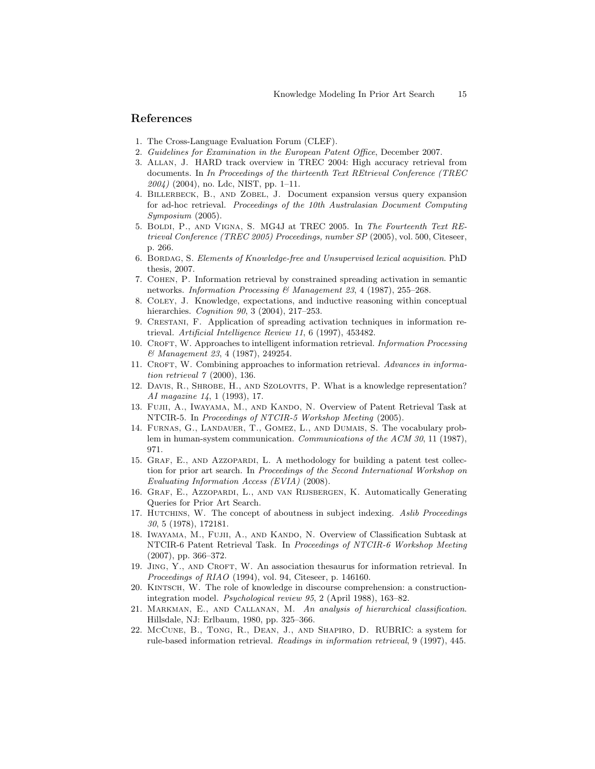## References

1. The Cross-Language Evaluation Forum (CLEF).
2. *Guidelines for Examination in the European Patent Office*, December 2007.
3. Allan, J. HARD track overview in TREC 2004: High accuracy retrieval from documents. In *In Proceedings of the thirteenth Text REtrieval Conference (TREC 2004)* (2004), no. Ldc, NIST, pp. 1–11.
4. Billerbeck, B., and Zobel, J. Document expansion versus query expansion for ad-hoc retrieval. *Proceedings of the 10th Australasian Document Computing Symposium* (2005).
5. Boldi, P., and Vigna, S. MG4J at TREC 2005. In *The Fourteenth Text REtrieval Conference (TREC 2005) Proceedings, number SP* (2005), vol. 500, Citeseer, p. 266.
6. Bordag, S. *Elements of Knowledge-free and Unsupervised lexical acquisition*. PhD thesis, 2007.
7. Cohen, P. Information retrieval by constrained spreading activation in semantic networks. *Information Processing & Management 23*, 4 (1987), 255–268.
8. Coley, J. Knowledge, expectations, and inductive reasoning within conceptual hierarchies. *Cognition 90*, 3 (2004), 217–253.
9. Crestani, F. Application of spreading activation techniques in information retrieval. *Artificial Intelligence Review 11*, 6 (1997), 453482.
10. Croft, W. Approaches to intelligent information retrieval. *Information Processing & Management 23*, 4 (1987), 249254.
11. Croft, W. Combining approaches to information retrieval. *Advances in information retrieval 7* (2000), 136.
12. Davis, R., Shrobe, H., and Szolovits, P. What is a knowledge representation? *AI magazine 14*, 1 (1993), 17.
13. Fujii, A., Iwayama, M., and Kando, N. Overview of Patent Retrieval Task at NTCIR-5. In *Proceedings of NTCIR-5 Workshop Meeting* (2005).
14. Furnas, G., Landauer, T., Gomez, L., and Dumais, S. The vocabulary problem in human-system communication. *Communications of the ACM 30*, 11 (1987), 971.
15. Graf, E., and Azzopardi, L. A methodology for building a patent test collection for prior art search. In *Proceedings of the Second International Workshop on Evaluating Information Access (EVIA)* (2008).
16. Graf, E., Azzopardi, L., and van Rijsbergen, K. Automatically Generating Queries for Prior Art Search.
17. Hutchins, W. The concept of aboutness in subject indexing. *Aslib Proceedings 30*, 5 (1978), 172181.
18. Iwayama, M., Fujii, A., and Kando, N. Overview of Classification Subtask at NTCIR-6 Patent Retrieval Task. In *Proceedings of NTCIR-6 Workshop Meeting* (2007), pp. 366–372.
19. Jing, Y., and Croft, W. An association thesaurus for information retrieval. In *Proceedings of RIAO* (1994), vol. 94, Citeseer, p. 146160.
20. Kintsch, W. The role of knowledge in discourse comprehension: a construction-integration model. *Psychological review 95*, 2 (April 1988), 163–82.
21. Markman, E., and Callanan, M. *An analysis of hierarchical classification*. Hillsdale, NJ: Erlbaum, 1980, pp. 325–366.
22. McCune, B., Tong, R., Dean, J., and Shapiro, D. RUBRIC: a system for rule-based information retrieval. *Readings in information retrieval*, 9 (1997), 445.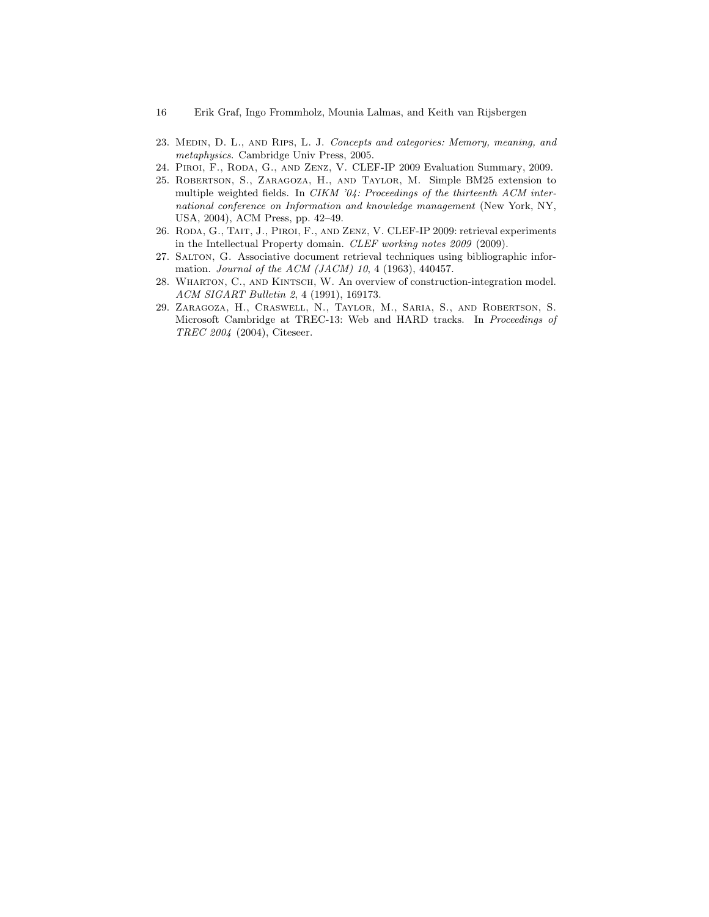23. Medin, D. L., and Rips, L. J. *Concepts and categories: Memory, meaning, and metaphysics*. Cambridge Univ Press, 2005.
24. Piroi, F., Roda, G., and Zenz, V. CLEF-IP 2009 Evaluation Summary, 2009.
25. Robertson, S., Zaragoza, H., and Taylor, M. Simple BM25 extension to multiple weighted fields. In *CIKM '04: Proceedings of the thirteenth ACM international conference on Information and knowledge management* (New York, NY, USA, 2004), ACM Press, pp. 42–49.
26. Roda, G., Tait, J., Piroi, F., and Zenz, V. CLEF-IP 2009: retrieval experiments in the Intellectual Property domain. *CLEF working notes 2009* (2009).
27. Salton, G. Associative document retrieval techniques using bibliographic information. *Journal of the ACM (JACM) 10*, 4 (1963), 440457.
28. Wharton, C., and Kintsch, W. An overview of construction-integration model. *ACM SIGART Bulletin 2*, 4 (1991), 169173.
29. Zaragoza, H., Craswell, N., Taylor, M., Saria, S., and Robertson, S. Microsoft Cambridge at TREC-13: Web and HARD tracks. In *Proceedings of TREC 2004* (2004), Citeseer.